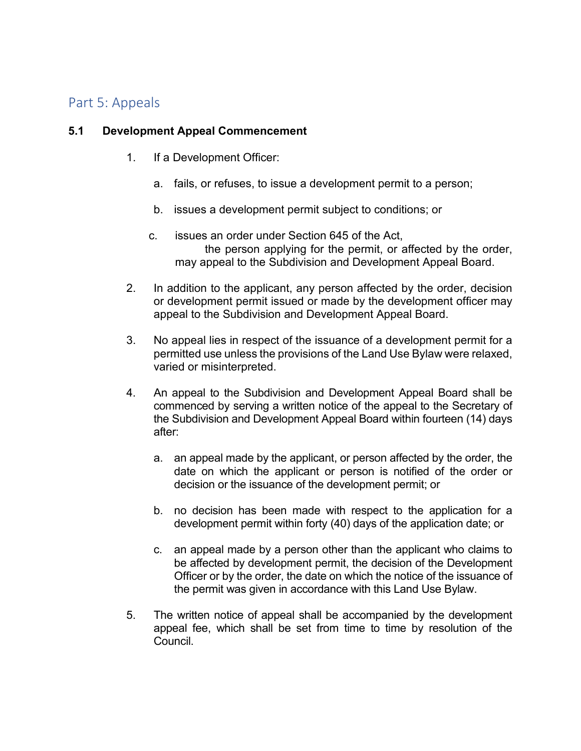## Part 5: Appeals

### 5.1 Development Appeal Commencement

1. If a Development Officer:

   a. fails, or refuses, to issue a development permit to a person;

   b. issues a development permit subject to conditions; or

   c. issues an order under Section 645 of the Act,

   the person applying for the permit, or affected by the order, may appeal to the Subdivision and Development Appeal Board.

2. In addition to the applicant, any person affected by the order, decision or development permit issued or made by the development officer may appeal to the Subdivision and Development Appeal Board.

3. No appeal lies in respect of the issuance of a development permit for a permitted use unless the provisions of the Land Use Bylaw were relaxed, varied or misinterpreted.

4. An appeal to the Subdivision and Development Appeal Board shall be commenced by serving a written notice of the appeal to the Secretary of the Subdivision and Development Appeal Board within fourteen (14) days after:

   a. an appeal made by the applicant, or person affected by the order, the date on which the applicant or person is notified of the order or decision or the issuance of the development permit; or

   b. no decision has been made with respect to the application for a development permit within forty (40) days of the application date; or

   c. an appeal made by a person other than the applicant who claims to be affected by development permit, the decision of the Development Officer or by the order, the date on which the notice of the issuance of the permit was given in accordance with this Land Use Bylaw.

5. The written notice of appeal shall be accompanied by the development appeal fee, which shall be set from time to time by resolution of the Council.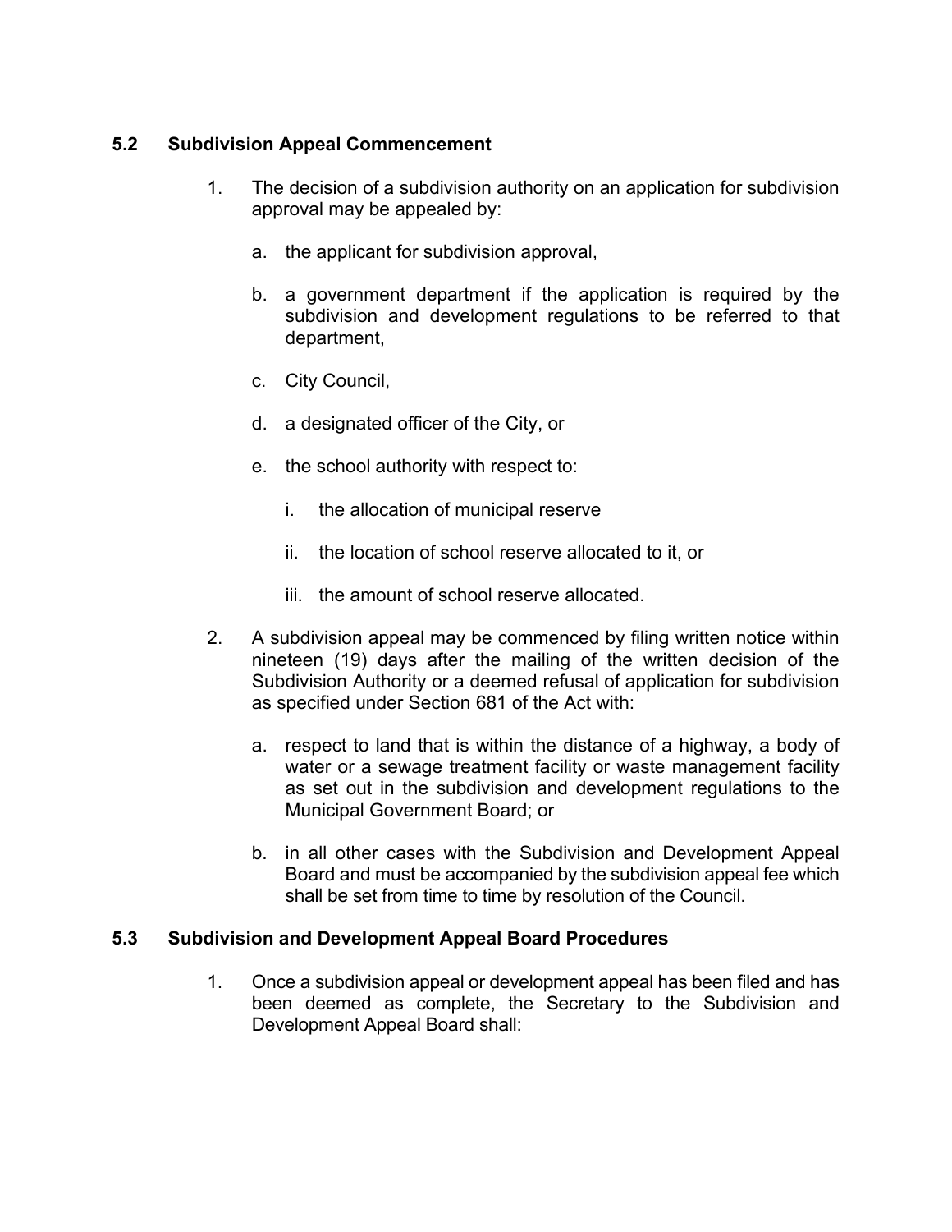## 5.2 Subdivision Appeal Commencement

1. The decision of a subdivision authority on an application for subdivision approval may be appealed by:

   a. the applicant for subdivision approval,

   b. a government department if the application is required by the subdivision and development regulations to be referred to that department,

   c. City Council,

   d. a designated officer of the City, or

   e. the school authority with respect to:

      i. the allocation of municipal reserve

      ii. the location of school reserve allocated to it, or

      iii. the amount of school reserve allocated.

2. A subdivision appeal may be commenced by filing written notice within nineteen (19) days after the mailing of the written decision of the Subdivision Authority or a deemed refusal of application for subdivision as specified under Section 681 of the Act with:

   a. respect to land that is within the distance of a highway, a body of water or a sewage treatment facility or waste management facility as set out in the subdivision and development regulations to the Municipal Government Board; or

   b. in all other cases with the Subdivision and Development Appeal Board and must be accompanied by the subdivision appeal fee which shall be set from time to time by resolution of the Council.

## 5.3 Subdivision and Development Appeal Board Procedures

1. Once a subdivision appeal or development appeal has been filed and has been deemed as complete, the Secretary to the Subdivision and Development Appeal Board shall: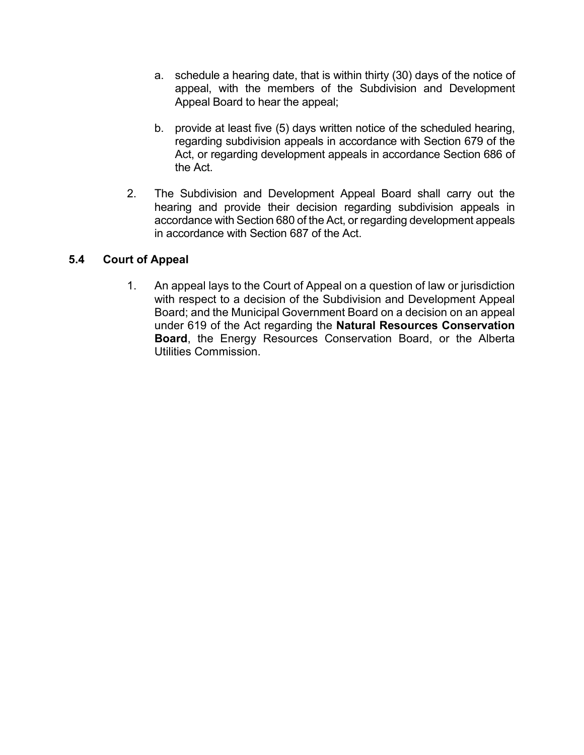a. schedule a hearing date, that is within thirty (30) days of the notice of appeal, with the members of the Subdivision and Development Appeal Board to hear the appeal;

b. provide at least five (5) days written notice of the scheduled hearing, regarding subdivision appeals in accordance with Section 679 of the Act, or regarding development appeals in accordance Section 686 of the Act.

2. The Subdivision and Development Appeal Board shall carry out the hearing and provide their decision regarding subdivision appeals in accordance with Section 680 of the Act, or regarding development appeals in accordance with Section 687 of the Act.

### 5.4 Court of Appeal

1. An appeal lays to the Court of Appeal on a question of law or jurisdiction with respect to a decision of the Subdivision and Development Appeal Board; and the Municipal Government Board on a decision on an appeal under 619 of the Act regarding the **Natural Resources Conservation Board**, the Energy Resources Conservation Board, or the Alberta Utilities Commission.